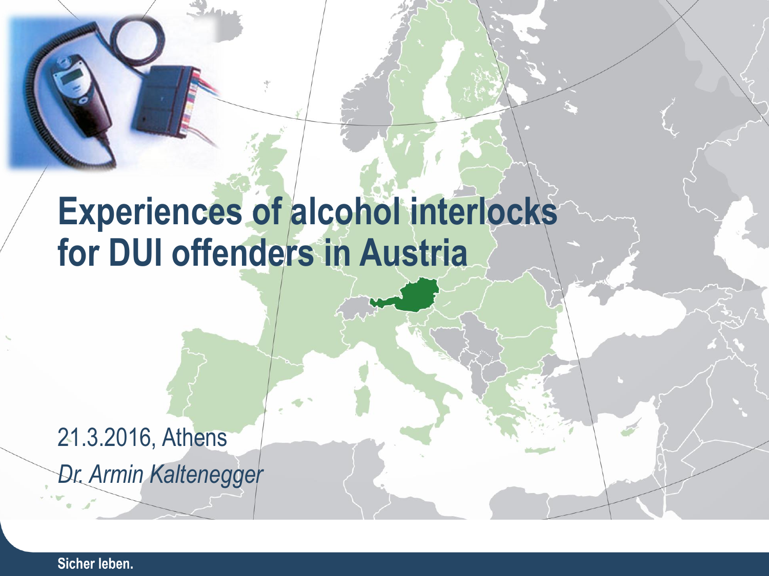# Experiences of alcohol interlocks for DUI offenders in Austria

21.3.2016, Athens

*Dr. Armin Kaltenegger*

Sicher leben.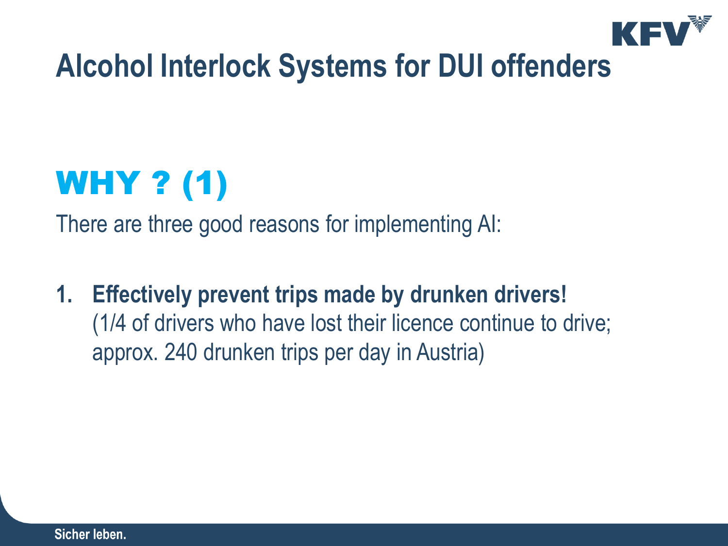# Alcohol Interlock Systems for DUI offenders

## WHY ? (1)

There are three good reasons for implementing AI:

1. **Effectively prevent trips made by drunken drivers!**
   (1/4 of drivers who have lost their licence continue to drive; approx. 240 drunken trips per day in Austria)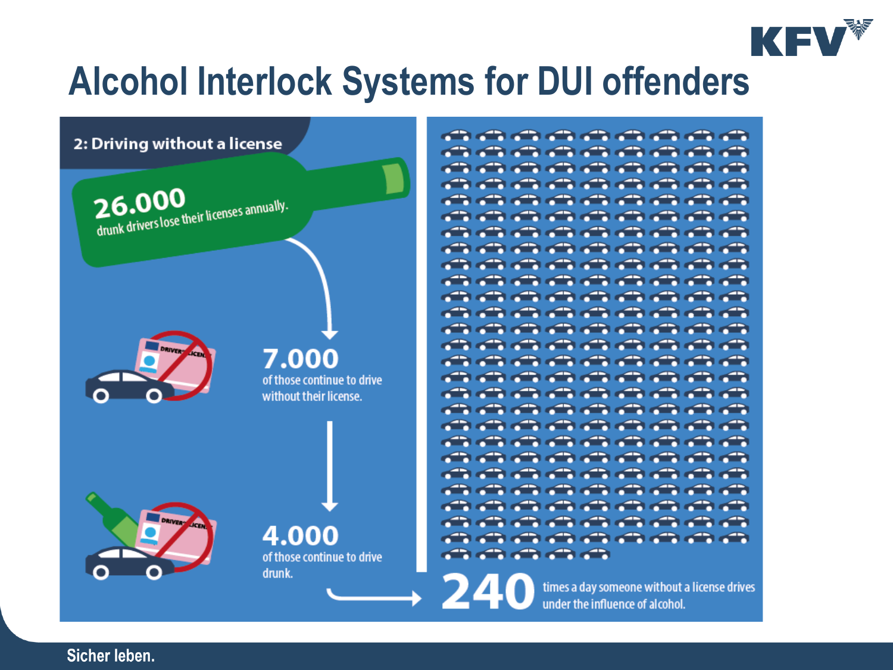# Alcohol Interlock Systems for DUI offenders

## 2: Driving without a license

**26.000**
drunk drivers lose their licenses annually.

**7.000**
of those continue to drive without their license.

**4.000**
of those continue to drive drunk.

**240**
times a day someone without a license drives under the influence of alcohol.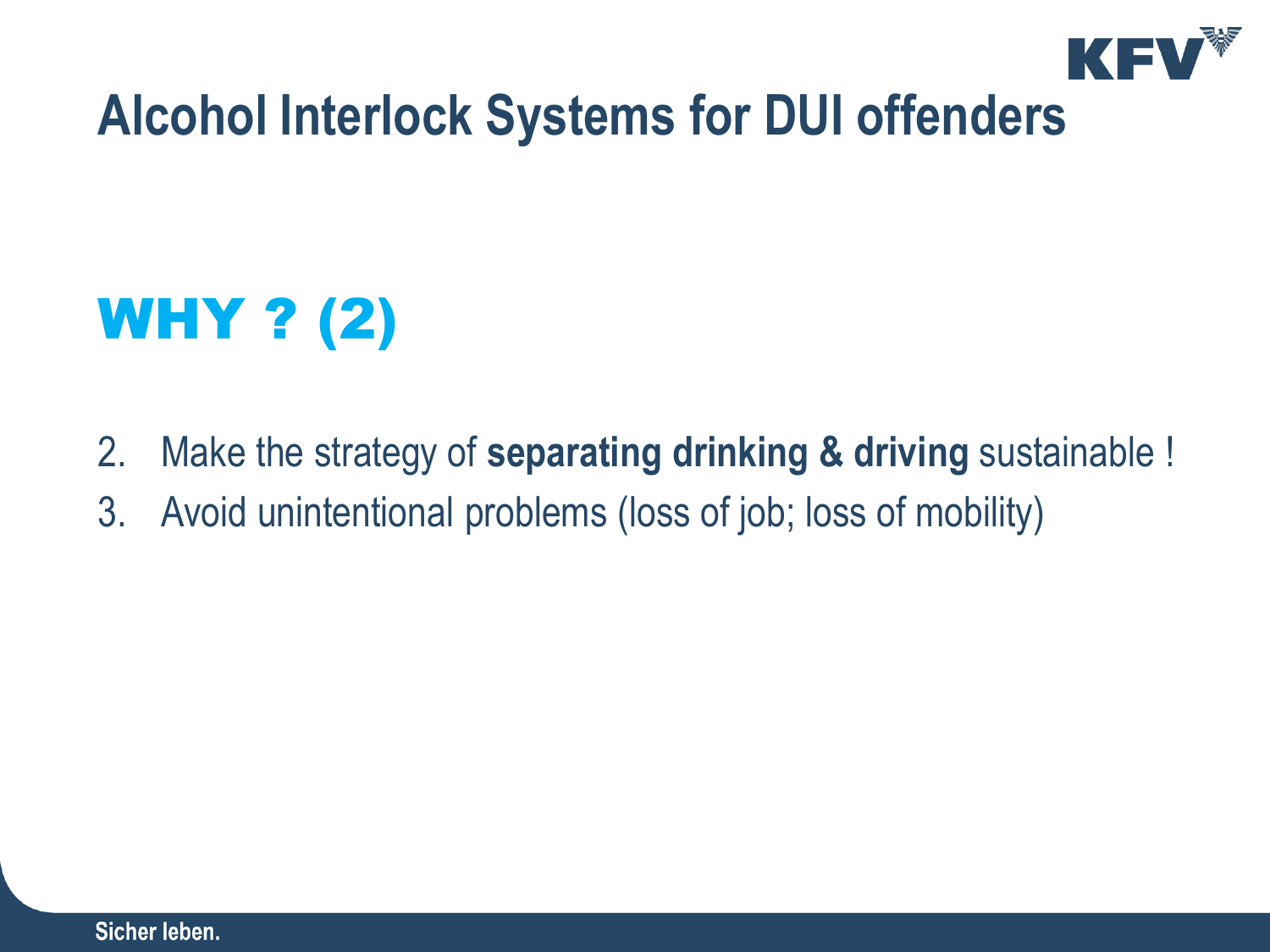# Alcohol Interlock Systems for DUI offenders

## WHY ? (2)

2. Make the strategy of **separating drinking & driving** sustainable !
3. Avoid unintentional problems (loss of job; loss of mobility)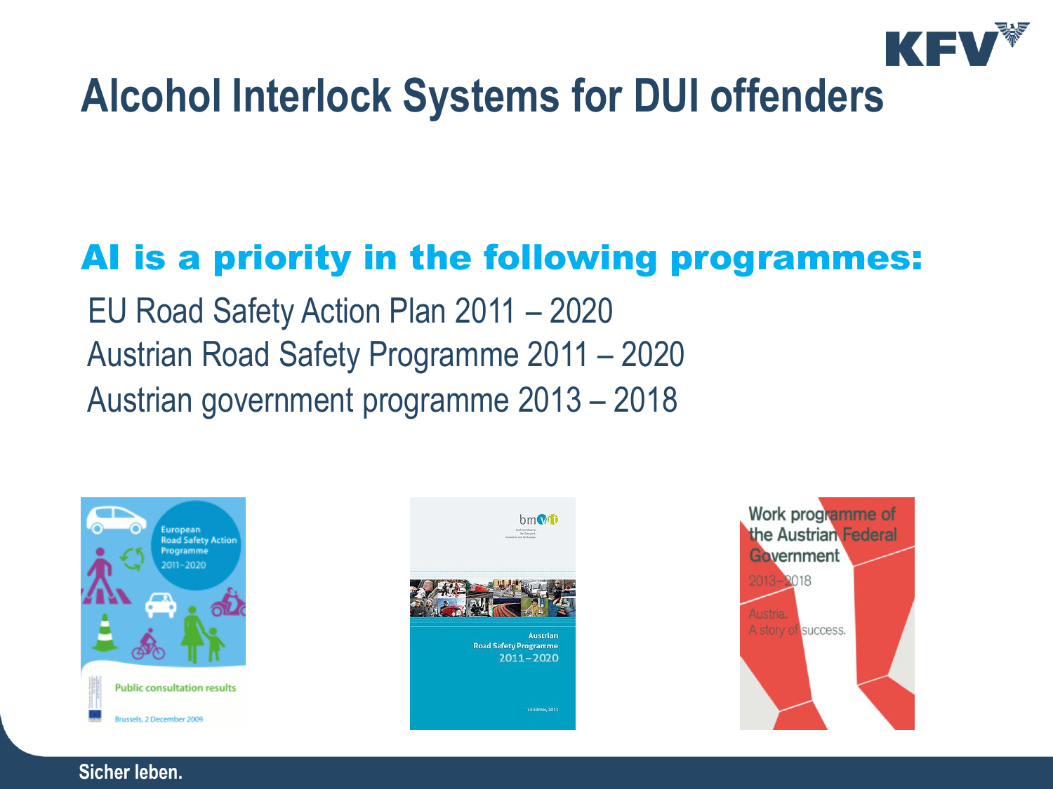# Alcohol Interlock Systems for DUI offenders

## AI is a priority in the following programmes:

EU Road Safety Action Plan 2011 – 2020
Austrian Road Safety Programme 2011 – 2020
Austrian government programme 2013 – 2018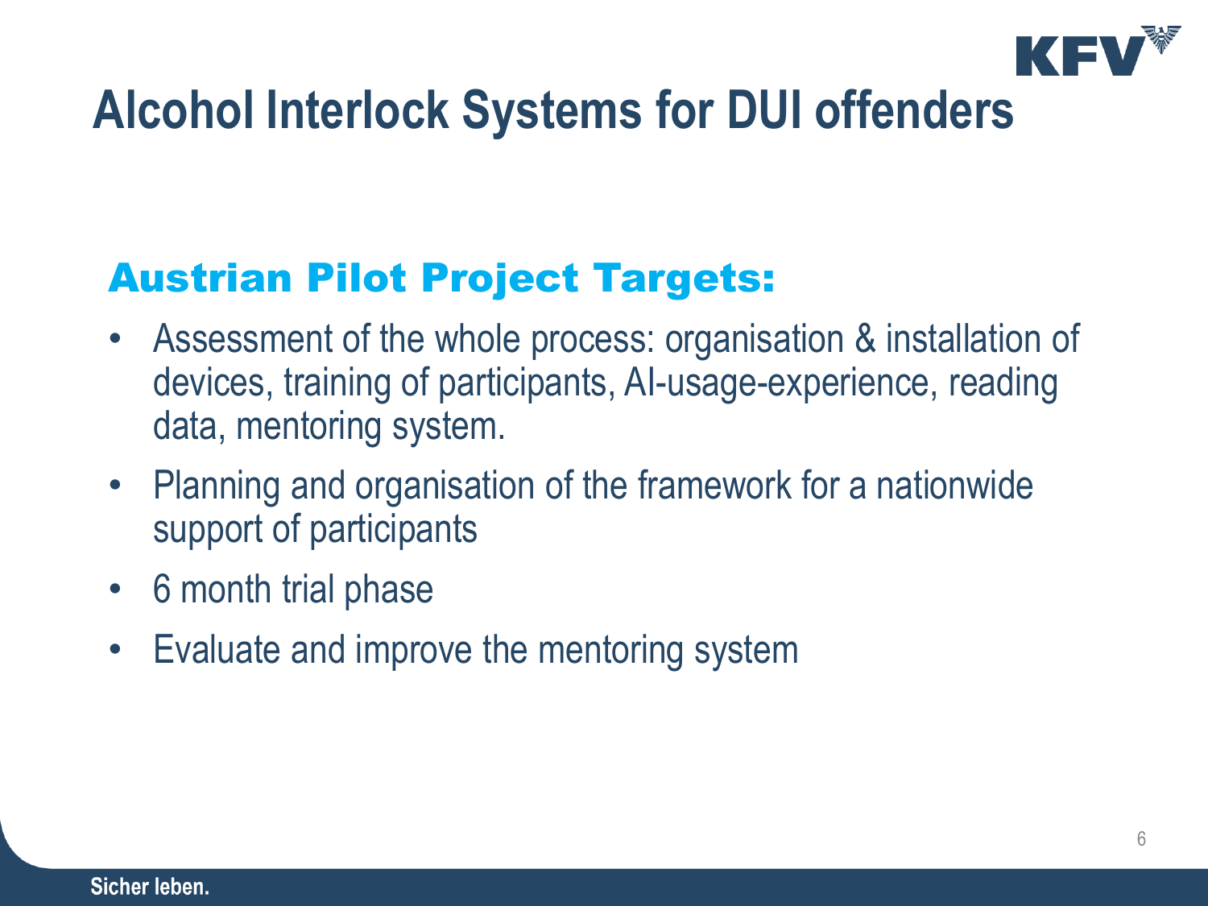# Alcohol Interlock Systems for DUI offenders

## Austrian Pilot Project Targets:

- Assessment of the whole process: organisation & installation of devices, training of participants, AI-usage-experience, reading data, mentoring system.
- Planning and organisation of the framework for a nationwide support of participants
- 6 month trial phase
- Evaluate and improve the mentoring system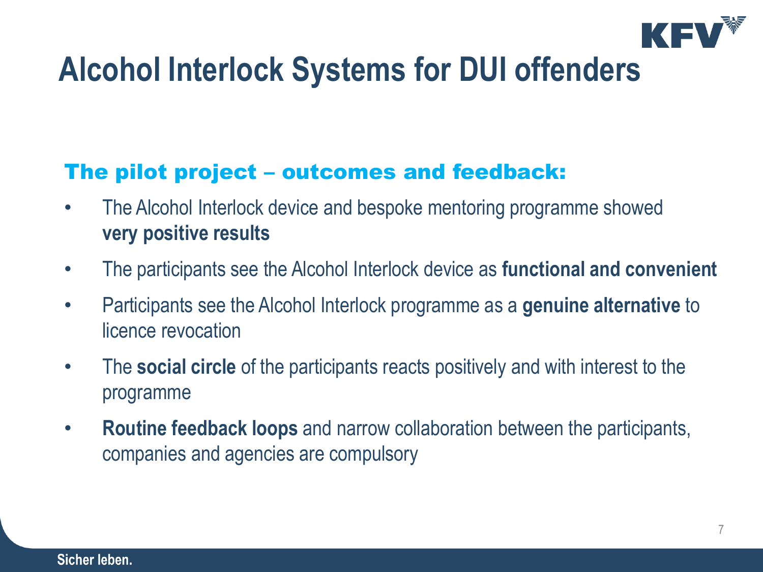# Alcohol Interlock Systems for DUI offenders

## The pilot project – outcomes and feedback:

- The Alcohol Interlock device and bespoke mentoring programme showed **very positive results**
- The participants see the Alcohol Interlock device as **functional and convenient**
- Participants see the Alcohol Interlock programme as a **genuine alternative** to licence revocation
- The **social circle** of the participants reacts positively and with interest to the programme
- **Routine feedback loops** and narrow collaboration between the participants, companies and agencies are compulsory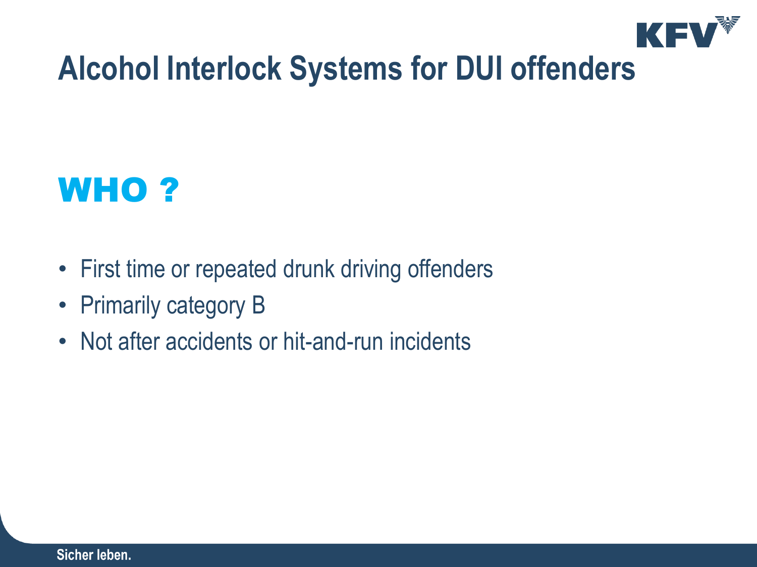# Alcohol Interlock Systems for DUI offenders

## WHO ?

- First time or repeated drunk driving offenders
- Primarily category B
- Not after accidents or hit-and-run incidents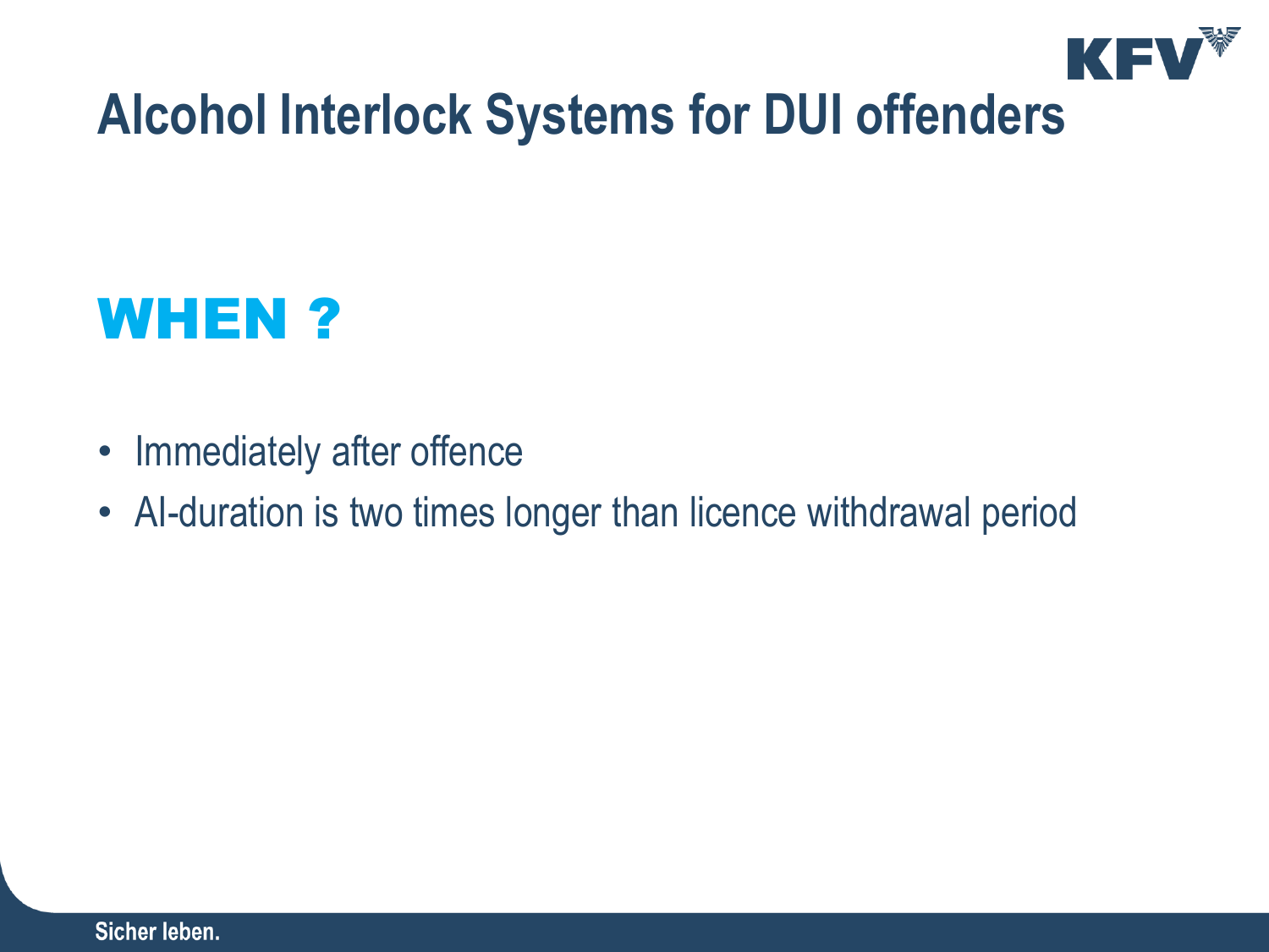# Alcohol Interlock Systems for DUI offenders

## WHEN ?

- Immediately after offence
- AI-duration is two times longer than licence withdrawal period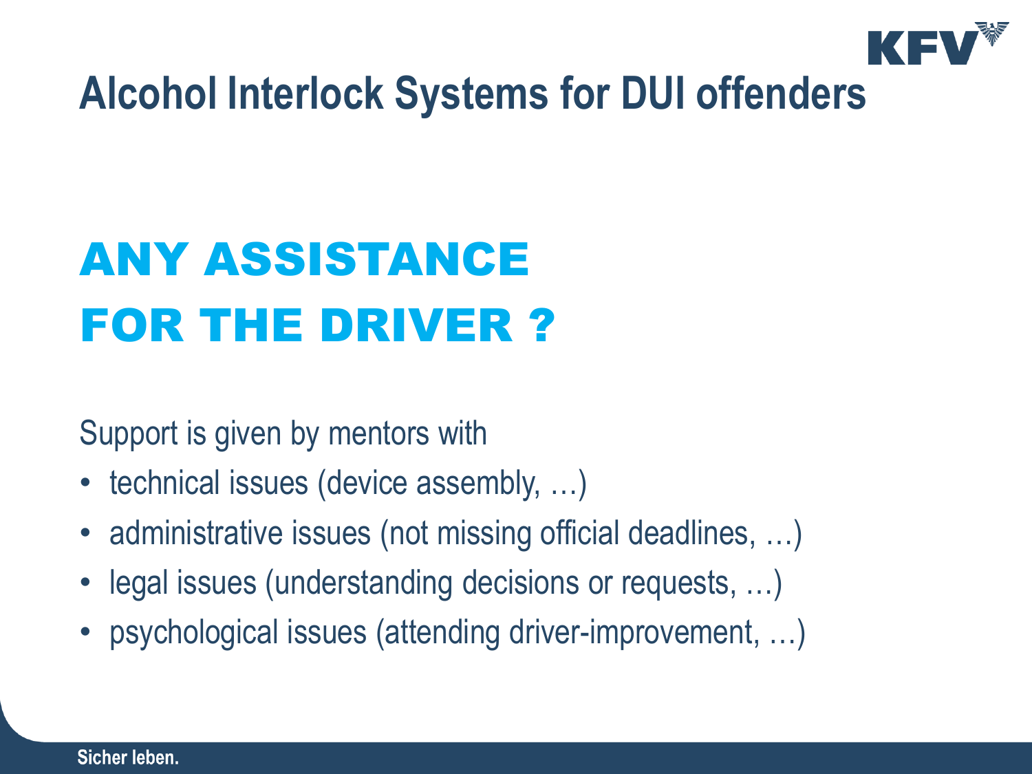# Alcohol Interlock Systems for DUI offenders

## ANY ASSISTANCE FOR THE DRIVER ?

Support is given by mentors with

- technical issues (device assembly, …)
- administrative issues (not missing official deadlines, …)
- legal issues (understanding decisions or requests, …)
- psychological issues (attending driver-improvement, …)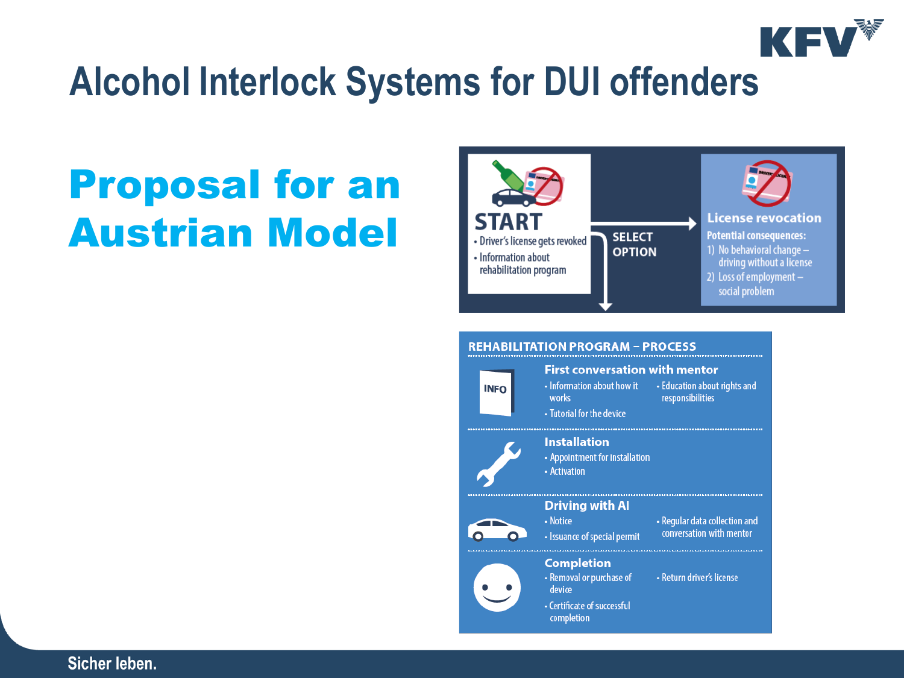# Alcohol Interlock Systems for DUI offenders

## Proposal for an Austrian Model

**START**

- Driver's license gets revoked
- Information about rehabilitation program

SELECT OPTION

**License revocation**

Potential consequences:

1) No behavioral change – driving without a license
2) Loss of employment – social problem

**REHABILITATION PROGRAM – PROCESS**

**First conversation with mentor**

- Information about how it works
- Tutorial for the device
- Education about rights and responsibilities

**Installation**

- Appointment for installation
- Activation

**Driving with AI**

- Notice
- Issuance of special permit
- Regular data collection and conversation with mentor

**Completion**

- Removal or purchase of device
- Certificate of successful completion
- Return driver's license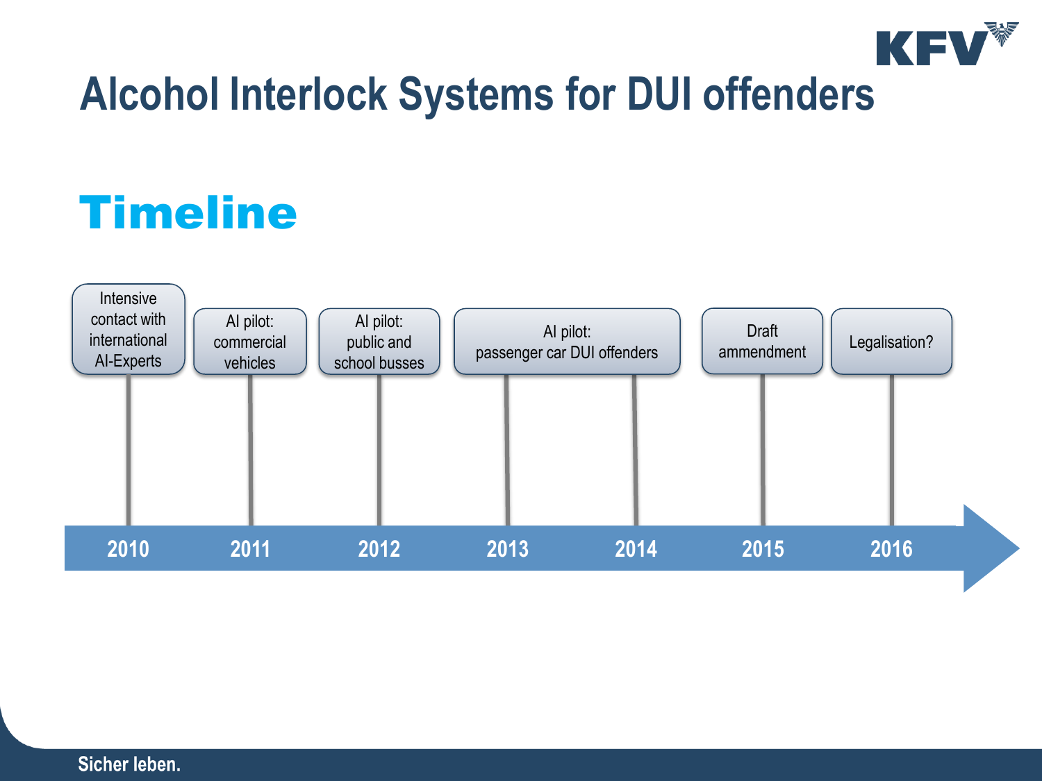# Alcohol Interlock Systems for DUI offenders

## Timeline

| Year | Event |
|---|---|
| 2010 | Intensive contact with international AI-Experts |
| 2011 | AI pilot: commercial vehicles |
| 2012 | AI pilot: public and school busses |
| 2013–2014 | AI pilot: passenger car DUI offenders |
| 2015 | Draft ammendment |
| 2016 | Legalisation? |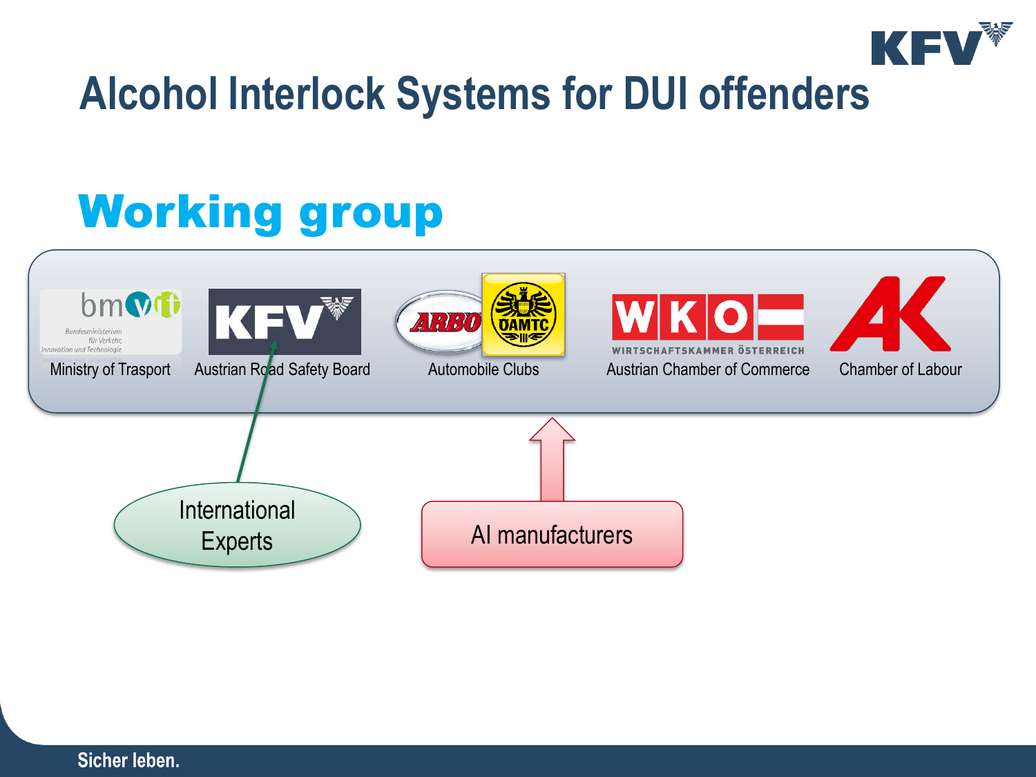# Alcohol Interlock Systems for DUI offenders

## Working group

- Ministry of Trasport
- Austrian Road Safety Board
- Automobile Clubs
- Austrian Chamber of Commerce
- Chamber of Labour

International Experts

AI manufacturers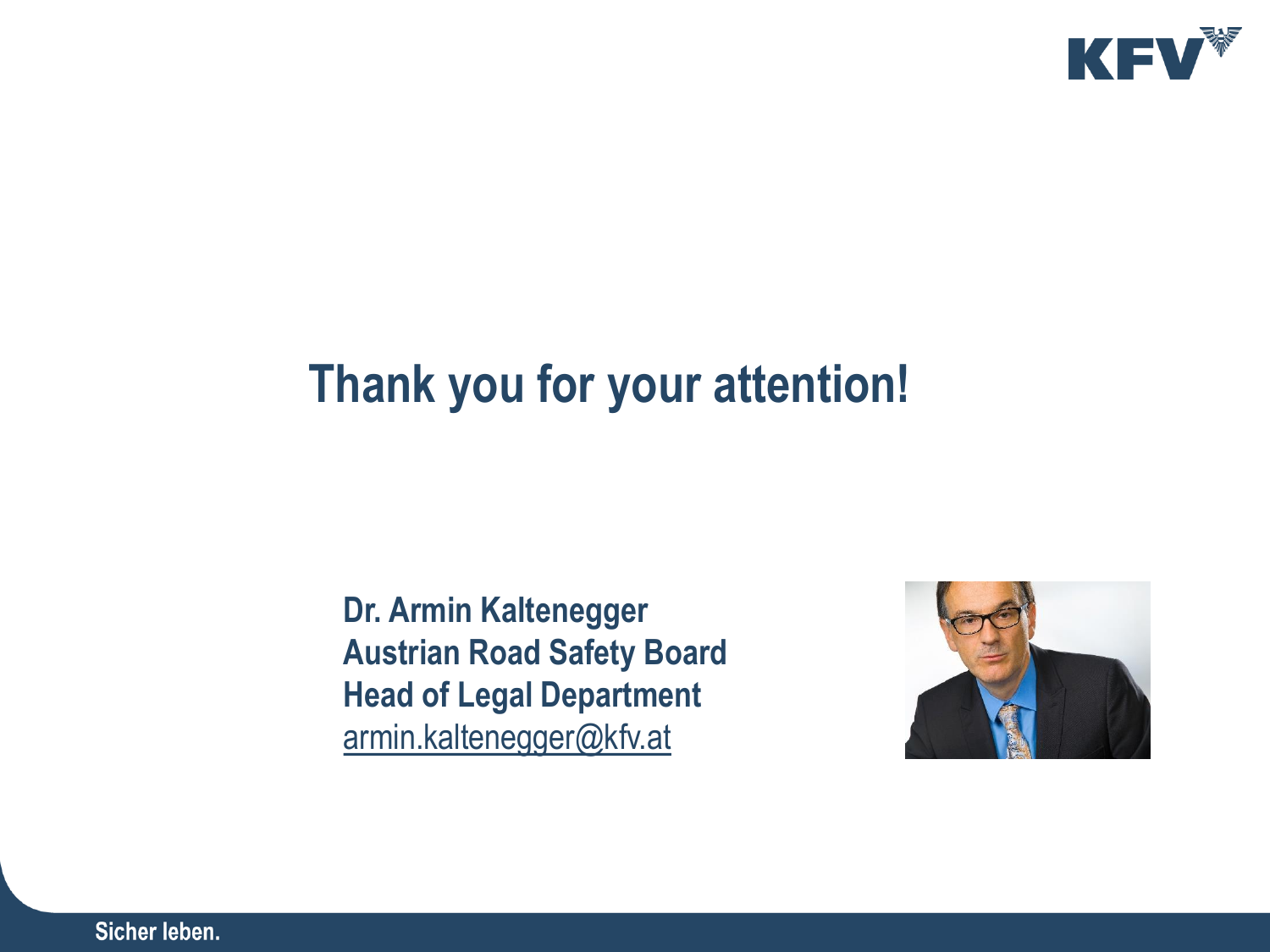# Thank you for your attention!

**Dr. Armin Kaltenegger**
**Austrian Road Safety Board**
**Head of Legal Department**
armin.kaltenegger@kfv.at